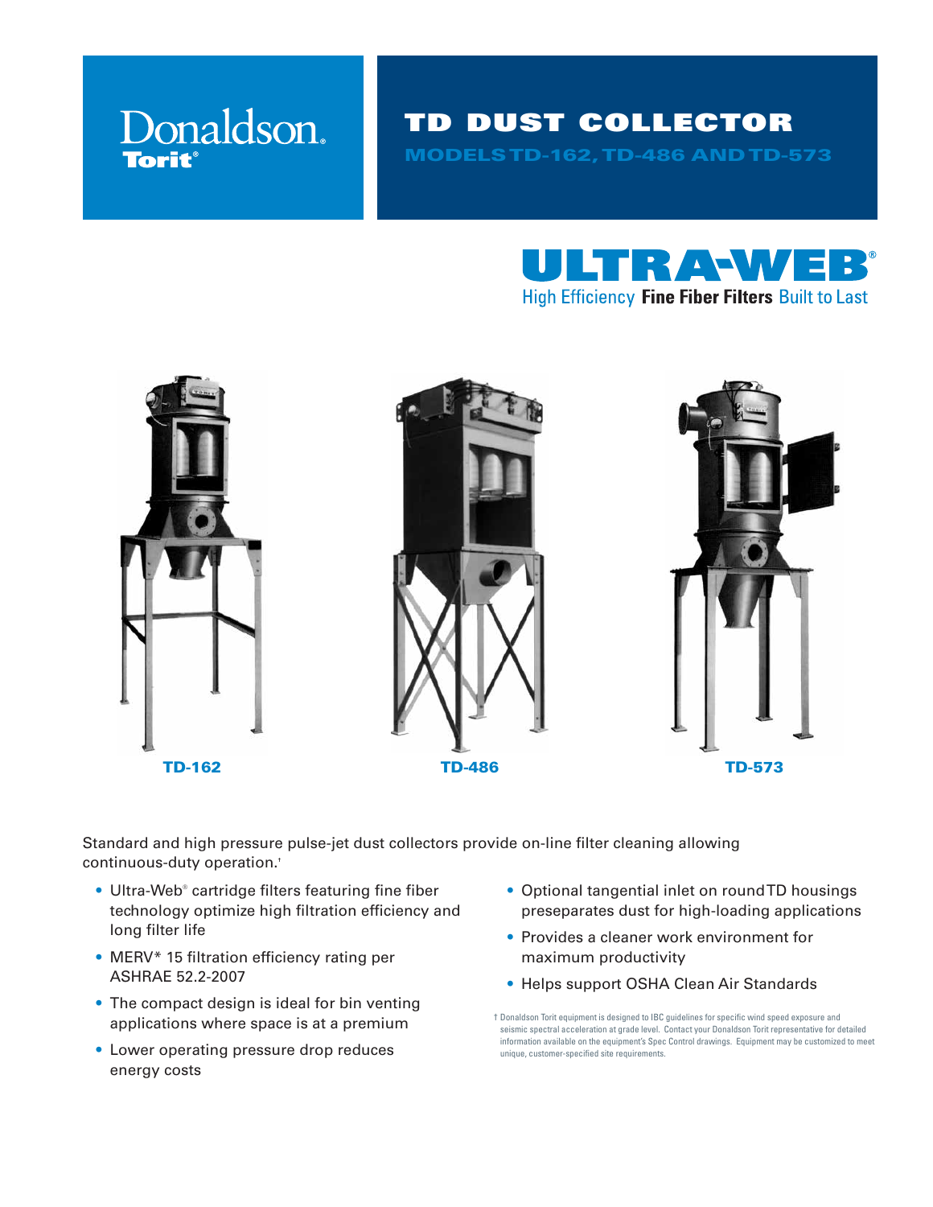Donaldson.
Torit®

# TD DUST COLLECTOR

## MODELS TD-162, TD-486 AND TD-573

ULTRA-WEB®
High Efficiency **Fine Fiber Filters** Built to Last

TD-162

TD-486

TD-573

Standard and high pressure pulse-jet dust collectors provide on-line filter cleaning allowing continuous-duty operation.†

- Ultra-Web® cartridge filters featuring fine fiber technology optimize high filtration efficiency and long filter life
- MERV* 15 filtration efficiency rating per ASHRAE 52.2-2007
- The compact design is ideal for bin venting applications where space is at a premium
- Lower operating pressure drop reduces energy costs
- Optional tangential inlet on round TD housings preseparates dust for high-loading applications
- Provides a cleaner work environment for maximum productivity
- Helps support OSHA Clean Air Standards

† Donaldson Torit equipment is designed to IBC guidelines for specific wind speed exposure and seismic spectral acceleration at grade level. Contact your Donaldson Torit representative for detailed information available on the equipment's Spec Control drawings. Equipment may be customized to meet unique, customer-specified site requirements.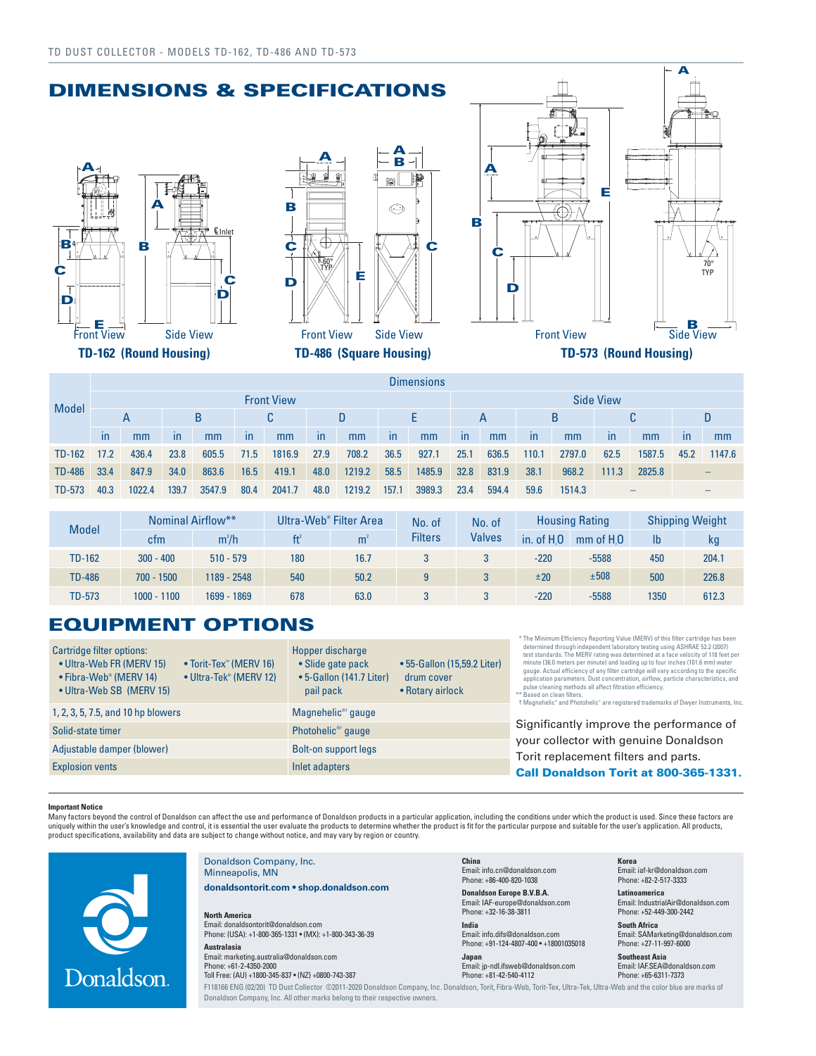## DIMENSIONS & SPECIFICATIONS

TD-162 (Round Housing) — Front View, Side View

TD-486 (Square Housing) — Front View, Side View

TD-573 (Round Housing) — Front View, Side View

| Model | Dimensions | | | | | | | | | | | | | | | | | |
|---|---|---|---|---|---|---|---|---|---|---|---|---|---|---|---|---|---|---|
| | Front View | | | | | | | | | | Side View | | | | | | | |
| | A | | B | | C | | D | | E | | A | | B | | C | | D | |
| | in | mm | in | mm | in | mm | in | mm | in | mm | in | mm | in | mm | in | mm | in | mm |
| TD-162 | 17.2 | 436.4 | 23.8 | 605.5 | 71.5 | 1816.9 | 27.9 | 708.2 | 36.5 | 927.1 | 25.1 | 636.5 | 110.1 | 2797.0 | 62.5 | 1587.5 | 45.2 | 1147.6 |
| TD-486 | 33.4 | 847.9 | 34.0 | 863.6 | 16.5 | 419.1 | 48.0 | 1219.2 | 58.5 | 1485.9 | 32.8 | 831.9 | 38.1 | 968.2 | 111.3 | 2825.8 | – | |
| TD-573 | 40.3 | 1022.4 | 139.7 | 3547.9 | 80.4 | 2041.7 | 48.0 | 1219.2 | 157.1 | 3989.3 | 23.4 | 594.4 | 59.6 | 1514.3 | – | | – | |

| Model | Nominal Airflow** | | Ultra-Web® Filter Area | | No. of Filters | No. of Valves | Housing Rating | | Shipping Weight | |
|---|---|---|---|---|---|---|---|---|---|---|
| | cfm | $m^3/h$ | $ft^2$ | $m^2$ | | | in. of $H_2O$ | mm of $H_2O$ | lb | kg |
| TD-162 | 300 - 400 | 510 - 579 | 180 | 16.7 | 3 | 3 | -220 | -5588 | 450 | 204.1 |
| TD-486 | 700 - 1500 | 1189 - 2548 | 540 | 50.2 | 9 | 3 | ±20 | ±508 | 500 | 226.8 |
| TD-573 | 1000 - 1100 | 1699 - 1869 | 678 | 63.0 | 3 | 3 | -220 | -5588 | 1350 | 612.3 |

## EQUIPMENT OPTIONS

| | |
|---|---|
| Cartridge filter options: • Ultra-Web FR (MERV 15) • Fibra-Web® (MERV 14) • Ultra-Web SB (MERV 15) • Torit-Tex™ (MERV 16) • Ultra-Tek® (MERV 12) | Hopper discharge • Slide gate pack • 5-Gallon (141.7 Liter) pail pack • 55-Gallon (15,59.2 Liter) drum cover • Rotary airlock |
| 1, 2, 3, 5, 7.5, and 10 hp blowers | Magnehelic®† gauge |
| Solid-state timer | Photohelic®† gauge |
| Adjustable damper (blower) | Bolt-on support legs |
| Explosion vents | Inlet adapters |

\* The Minimum Efficiency Reporting Value (MERV) of this filter cartridge has been determined through independent laboratory testing using ASHRAE 52.2 (2007) test standards. The MERV rating was determined at a face velocity of 118 feet per minute (36.0 meters per minute) and loading up to four inches (101.6 mm) water gauge. Actual efficiency of any filter cartridge will vary according to the specific application parameters. Dust concentration, airflow, particle characteristics, and pulse cleaning methods all affect filtration efficiency.
\*\* Based on clean filters.
† Magnehelic® and Photohelic® are registered trademarks of Dwyer Instruments, Inc.

Significantly improve the performance of your collector with genuine Donaldson Torit replacement filters and parts.
**Call Donaldson Torit at 800-365-1331.**

**Important Notice**
Many factors beyond the control of Donaldson can affect the use and performance of Donaldson products in a particular application, including the conditions under which the product is used. Since these factors are uniquely within the user's knowledge and control, it is essential the user evaluate the products to determine whether the product is fit for the particular purpose and suitable for the user's application. All products, product specifications, availability and data are subject to change without notice, and may vary by region or country.

Donaldson.

Donaldson Company, Inc.
Minneapolis, MN
**donaldsontorit.com • shop.donaldson.com**

**North America**
Email: donaldsontorit@donaldson.com
Phone: (USA): +1-800-365-1331 • (MX): +1-800-343-36-39

**Australasia**
Email: marketing.australia@donaldson.com
Phone: +61-2-4350-2000
Toll Free: (AU) +1800-345-837 • (NZ) +0800-743-387

**China**
Email: info.cn@donaldson.com
Phone: +86-400-820-1038

**Donaldson Europe B.V.B.A.**
Email: IAF-europe@donaldson.com
Phone: +32-16-38-3811

**India**
Email: info.difs@donaldson.com
Phone: +91-124-4807-400 • +18001035018

**Japan**
Email: jp-ndl.ifsweb@donaldson.com
Phone: +81-42-540-4112

**Korea**
Email: iaf-kr@donaldson.com
Phone: +82-2-517-3333

**Latinoamerica**
Email: IndustrialAir@donaldson.com
Phone: +52-449-300-2442

**South Africa**
Email: SAMarketing@donaldson.com
Phone: +27-11-997-6000

**Southeast Asia**
Email: IAF.SEA@donaldson.com
Phone: +65-6311-7373

F118166 ENG (02/20) TD Dust Collector ©2011-2020 Donaldson Company, Inc. Donaldson, Torit, Fibra-Web, Torit-Tex, Ultra-Tek, Ultra-Web and the color blue are marks of Donaldson Company, Inc. All other marks belong to their respective owners.